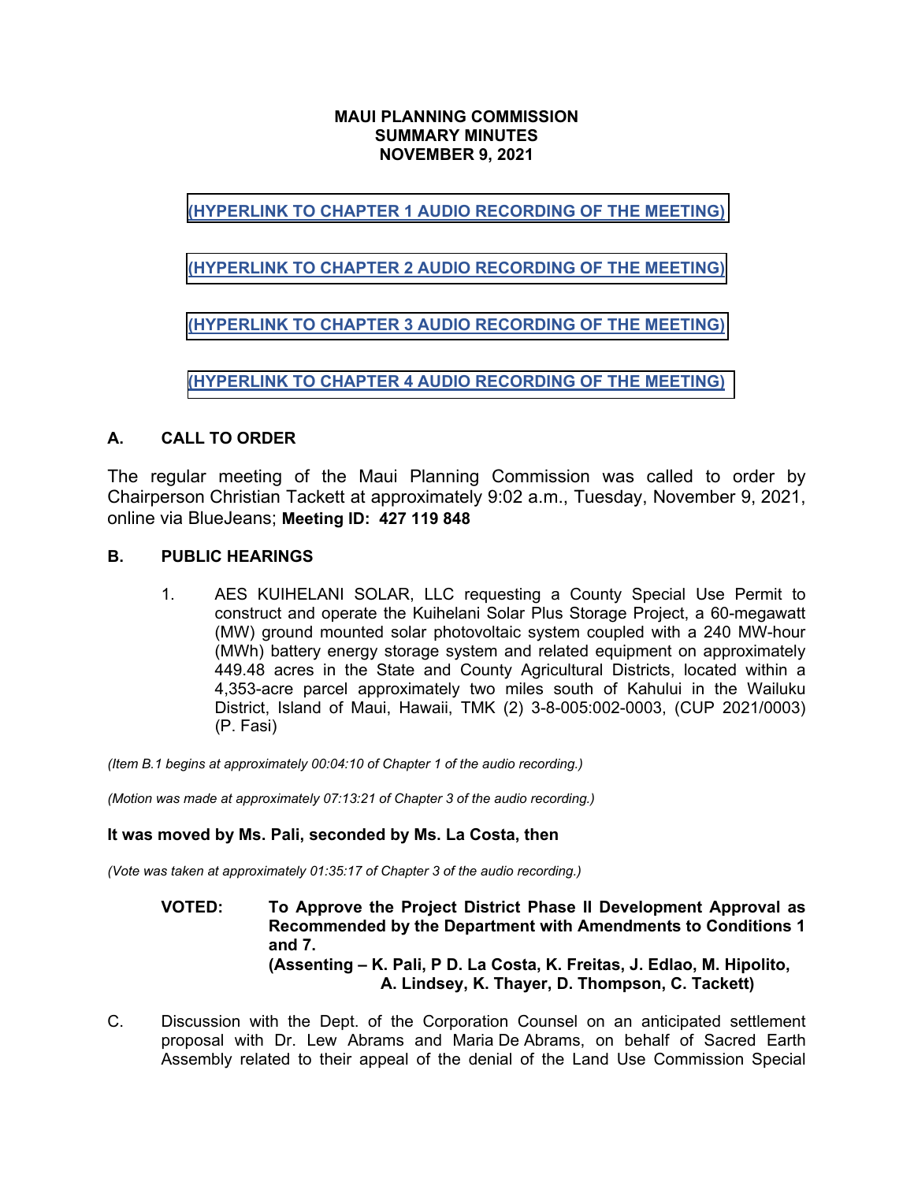**MAUI PLANNING COMMISSION**
**SUMMARY MINUTES**
**NOVEMBER 9, 2021**

**(HYPERLINK TO CHAPTER 1 AUDIO RECORDING OF THE MEETING)**

**(HYPERLINK TO CHAPTER 2 AUDIO RECORDING OF THE MEETING)**

**(HYPERLINK TO CHAPTER 3 AUDIO RECORDING OF THE MEETING)**

**(HYPERLINK TO CHAPTER 4 AUDIO RECORDING OF THE MEETING)**

## A. CALL TO ORDER

The regular meeting of the Maui Planning Commission was called to order by Chairperson Christian Tackett at approximately 9:02 a.m., Tuesday, November 9, 2021, online via BlueJeans; **Meeting ID: 427 119 848**

## B. PUBLIC HEARINGS

1. AES KUIHELANI SOLAR, LLC requesting a County Special Use Permit to construct and operate the Kuihelani Solar Plus Storage Project, a 60-megawatt (MW) ground mounted solar photovoltaic system coupled with a 240 MW-hour (MWh) battery energy storage system and related equipment on approximately 449.48 acres in the State and County Agricultural Districts, located within a 4,353-acre parcel approximately two miles south of Kahului in the Wailuku District, Island of Maui, Hawaii, TMK (2) 3-8-005:002-0003, (CUP 2021/0003) (P. Fasi)

*(Item B.1 begins at approximately 00:04:10 of Chapter 1 of the audio recording.)*

*(Motion was made at approximately 07:13:21 of Chapter 3 of the audio recording.)*

**It was moved by Ms. Pali, seconded by Ms. La Costa, then**

*(Vote was taken at approximately 01:35:17 of Chapter 3 of the audio recording.)*

**VOTED: To Approve the Project District Phase II Development Approval as Recommended by the Department with Amendments to Conditions 1 and 7.**
**(Assenting – K. Pali, P D. La Costa, K. Freitas, J. Edlao, M. Hipolito, A. Lindsey, K. Thayer, D. Thompson, C. Tackett)**

C. Discussion with the Dept. of the Corporation Counsel on an anticipated settlement proposal with Dr. Lew Abrams and Maria De Abrams, on behalf of Sacred Earth Assembly related to their appeal of the denial of the Land Use Commission Special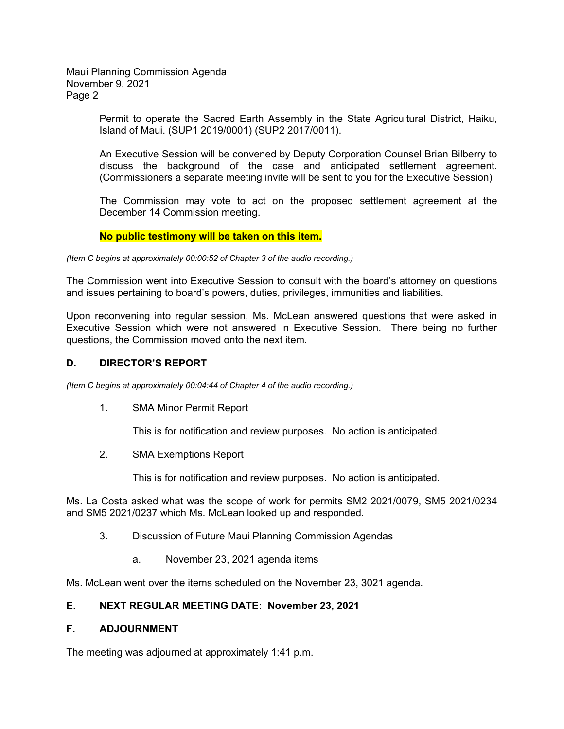Permit to operate the Sacred Earth Assembly in the State Agricultural District, Haiku, Island of Maui. (SUP1 2019/0001) (SUP2 2017/0011).

An Executive Session will be convened by Deputy Corporation Counsel Brian Bilberry to discuss the background of the case and anticipated settlement agreement. (Commissioners a separate meeting invite will be sent to you for the Executive Session)

The Commission may vote to act on the proposed settlement agreement at the December 14 Commission meeting.

**No public testimony will be taken on this item.**

*(Item C begins at approximately 00:00:52 of Chapter 3 of the audio recording.)*

The Commission went into Executive Session to consult with the board's attorney on questions and issues pertaining to board's powers, duties, privileges, immunities and liabilities.

Upon reconvening into regular session, Ms. McLean answered questions that were asked in Executive Session which were not answered in Executive Session. There being no further questions, the Commission moved onto the next item.

## D. DIRECTOR'S REPORT

*(Item C begins at approximately 00:04:44 of Chapter 4 of the audio recording.)*

1. SMA Minor Permit Report

   This is for notification and review purposes. No action is anticipated.

2. SMA Exemptions Report

   This is for notification and review purposes. No action is anticipated.

Ms. La Costa asked what was the scope of work for permits SM2 2021/0079, SM5 2021/0234 and SM5 2021/0237 which Ms. McLean looked up and responded.

3. Discussion of Future Maui Planning Commission Agendas

   a. November 23, 2021 agenda items

Ms. McLean went over the items scheduled on the November 23, 3021 agenda.

## E. NEXT REGULAR MEETING DATE: November 23, 2021

## F. ADJOURNMENT

The meeting was adjourned at approximately 1:41 p.m.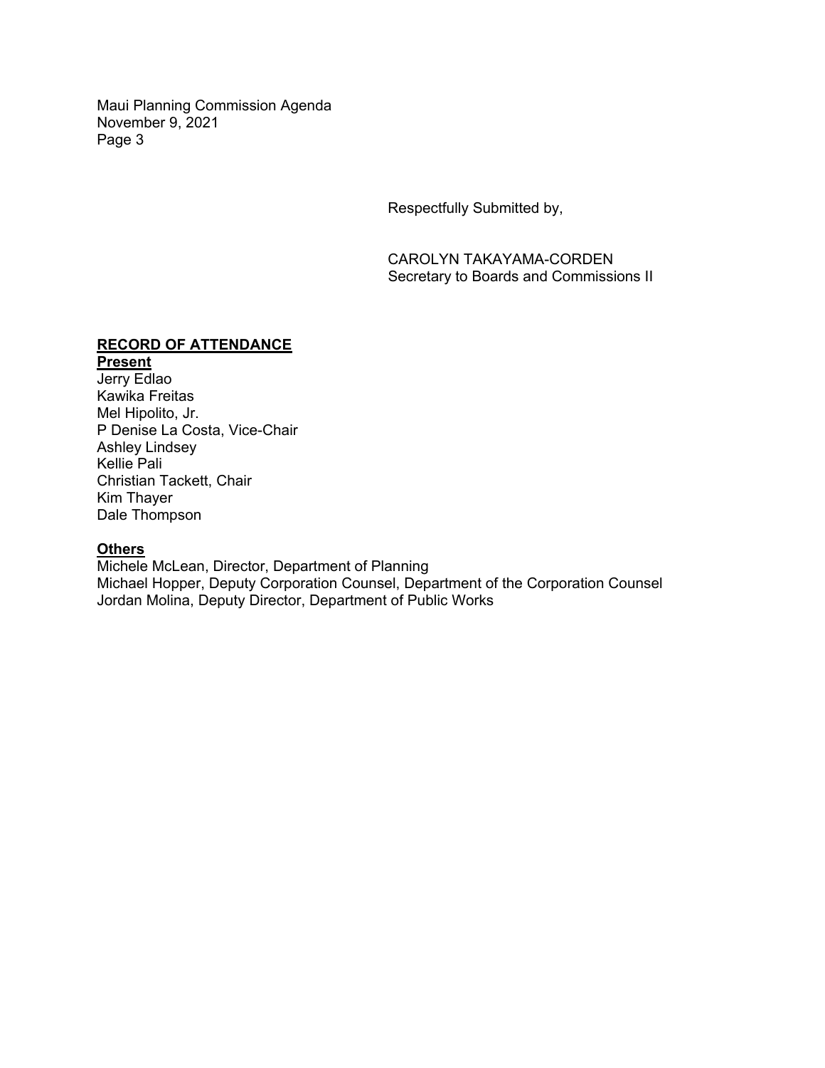Respectfully Submitted by,

CAROLYN TAKAYAMA-CORDEN
Secretary to Boards and Commissions II

**RECORD OF ATTENDANCE**

**Present**

Jerry Edlao
Kawika Freitas
Mel Hipolito, Jr.
P Denise La Costa, Vice-Chair
Ashley Lindsey
Kellie Pali
Christian Tackett, Chair
Kim Thayer
Dale Thompson

**Others**

Michele McLean, Director, Department of Planning
Michael Hopper, Deputy Corporation Counsel, Department of the Corporation Counsel
Jordan Molina, Deputy Director, Department of Public Works